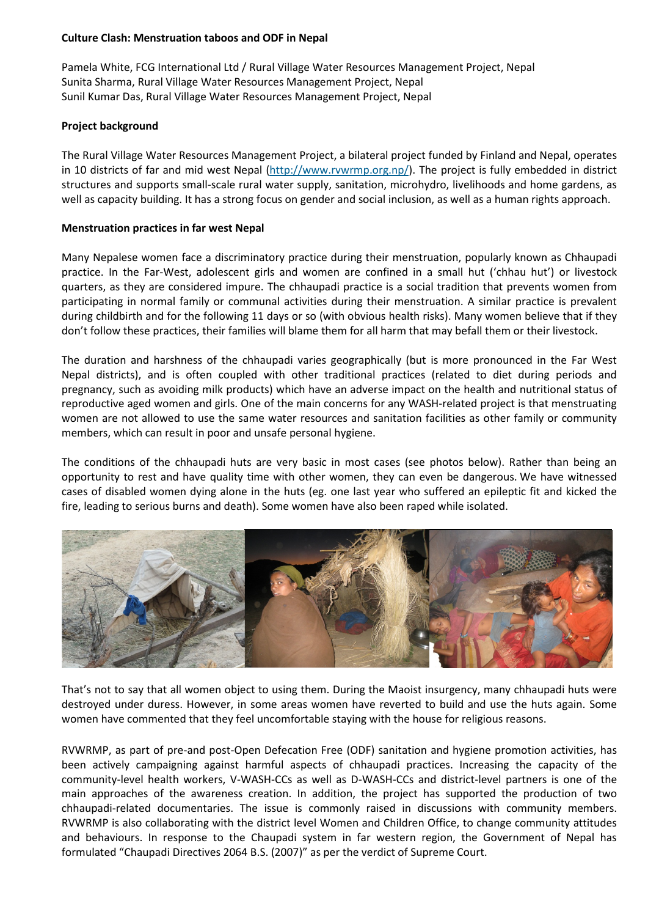**Culture Clash: Menstruation taboos and ODF in Nepal**

Pamela White, FCG International Ltd / Rural Village Water Resources Management Project, Nepal
Sunita Sharma, Rural Village Water Resources Management Project, Nepal
Sunil Kumar Das, Rural Village Water Resources Management Project, Nepal

**Project background**

The Rural Village Water Resources Management Project, a bilateral project funded by Finland and Nepal, operates in 10 districts of far and mid west Nepal (http://www.rvwrmp.org.np/). The project is fully embedded in district structures and supports small-scale rural water supply, sanitation, microhydro, livelihoods and home gardens, as well as capacity building. It has a strong focus on gender and social inclusion, as well as a human rights approach.

**Menstruation practices in far west Nepal**

Many Nepalese women face a discriminatory practice during their menstruation, popularly known as Chhaupadi practice. In the Far-West, adolescent girls and women are confined in a small hut ('chhau hut') or livestock quarters, as they are considered impure. The chhaupadi practice is a social tradition that prevents women from participating in normal family or communal activities during their menstruation. A similar practice is prevalent during childbirth and for the following 11 days or so (with obvious health risks). Many women believe that if they don't follow these practices, their families will blame them for all harm that may befall them or their livestock.

The duration and harshness of the chhaupadi varies geographically (but is more pronounced in the Far West Nepal districts), and is often coupled with other traditional practices (related to diet during periods and pregnancy, such as avoiding milk products) which have an adverse impact on the health and nutritional status of reproductive aged women and girls. One of the main concerns for any WASH-related project is that menstruating women are not allowed to use the same water resources and sanitation facilities as other family or community members, which can result in poor and unsafe personal hygiene.

The conditions of the chhaupadi huts are very basic in most cases (see photos below). Rather than being an opportunity to rest and have quality time with other women, they can even be dangerous. We have witnessed cases of disabled women dying alone in the huts (eg. one last year who suffered an epileptic fit and kicked the fire, leading to serious burns and death). Some women have also been raped while isolated.

That's not to say that all women object to using them. During the Maoist insurgency, many chhaupadi huts were destroyed under duress. However, in some areas women have reverted to build and use the huts again. Some women have commented that they feel uncomfortable staying with the house for religious reasons.

RVWRMP, as part of pre-and post-Open Defecation Free (ODF) sanitation and hygiene promotion activities, has been actively campaigning against harmful aspects of chhaupadi practices. Increasing the capacity of the community-level health workers, V-WASH-CCs as well as D-WASH-CCs and district-level partners is one of the main approaches of the awareness creation. In addition, the project has supported the production of two chhaupadi-related documentaries. The issue is commonly raised in discussions with community members. RVWRMP is also collaborating with the district level Women and Children Office, to change community attitudes and behaviours. In response to the Chaupadi system in far western region, the Government of Nepal has formulated "Chaupadi Directives 2064 B.S. (2007)" as per the verdict of Supreme Court.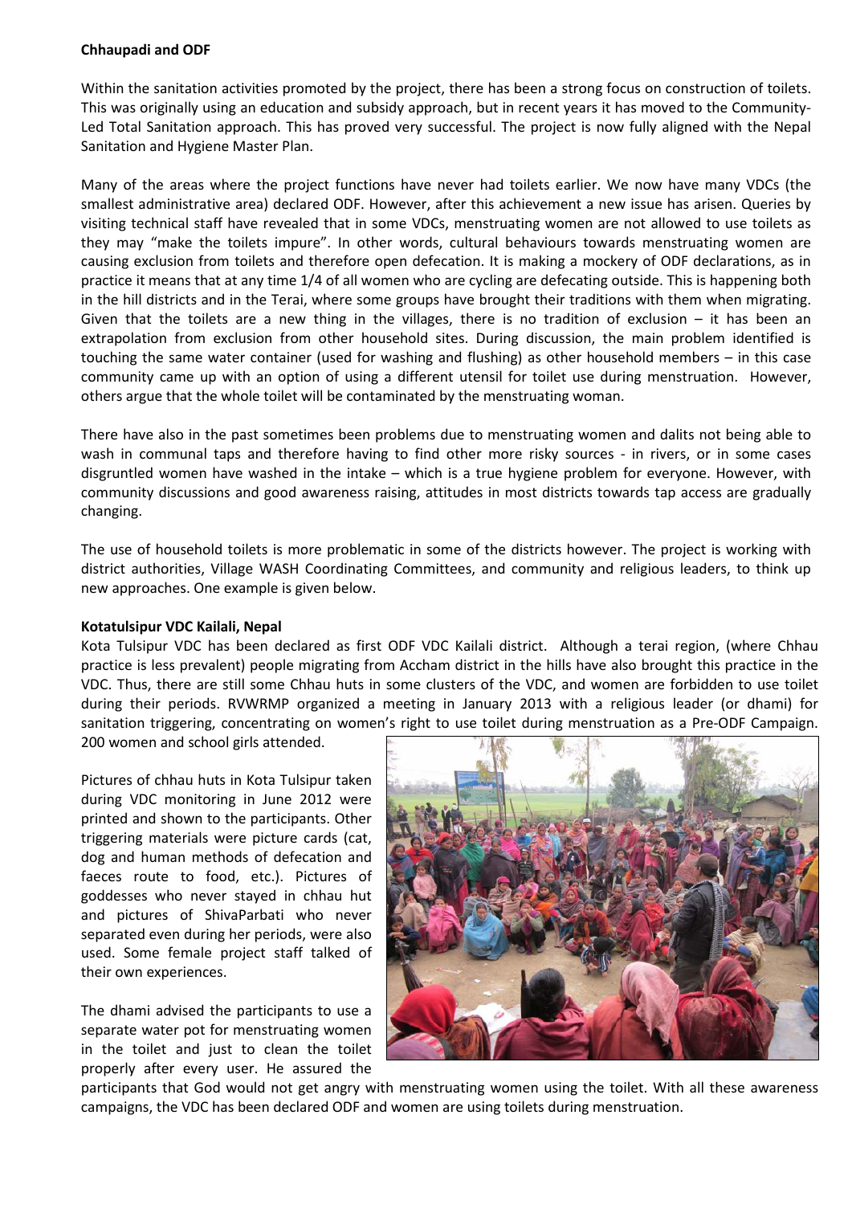**Chhaupadi and ODF**

Within the sanitation activities promoted by the project, there has been a strong focus on construction of toilets. This was originally using an education and subsidy approach, but in recent years it has moved to the Community-Led Total Sanitation approach. This has proved very successful. The project is now fully aligned with the Nepal Sanitation and Hygiene Master Plan.

Many of the areas where the project functions have never had toilets earlier. We now have many VDCs (the smallest administrative area) declared ODF. However, after this achievement a new issue has arisen. Queries by visiting technical staff have revealed that in some VDCs, menstruating women are not allowed to use toilets as they may "make the toilets impure". In other words, cultural behaviours towards menstruating women are causing exclusion from toilets and therefore open defecation. It is making a mockery of ODF declarations, as in practice it means that at any time 1/4 of all women who are cycling are defecating outside. This is happening both in the hill districts and in the Terai, where some groups have brought their traditions with them when migrating. Given that the toilets are a new thing in the villages, there is no tradition of exclusion – it has been an extrapolation from exclusion from other household sites. During discussion, the main problem identified is touching the same water container (used for washing and flushing) as other household members – in this case community came up with an option of using a different utensil for toilet use during menstruation. However, others argue that the whole toilet will be contaminated by the menstruating woman.

There have also in the past sometimes been problems due to menstruating women and dalits not being able to wash in communal taps and therefore having to find other more risky sources - in rivers, or in some cases disgruntled women have washed in the intake – which is a true hygiene problem for everyone. However, with community discussions and good awareness raising, attitudes in most districts towards tap access are gradually changing.

The use of household toilets is more problematic in some of the districts however. The project is working with district authorities, Village WASH Coordinating Committees, and community and religious leaders, to think up new approaches. One example is given below.

**Kotatulsipur VDC Kailali, Nepal**

Kota Tulsipur VDC has been declared as first ODF VDC Kailali district. Although a terai region, (where Chhau practice is less prevalent) people migrating from Accham district in the hills have also brought this practice in the VDC. Thus, there are still some Chhau huts in some clusters of the VDC, and women are forbidden to use toilet during their periods. RVWRMP organized a meeting in January 2013 with a religious leader (or dhami) for sanitation triggering, concentrating on women's right to use toilet during menstruation as a Pre-ODF Campaign. 200 women and school girls attended.

Pictures of chhau huts in Kota Tulsipur taken during VDC monitoring in June 2012 were printed and shown to the participants. Other triggering materials were picture cards (cat, dog and human methods of defecation and faeces route to food, etc.). Pictures of goddesses who never stayed in chhau hut and pictures of ShivaParbati who never separated even during her periods, were also used. Some female project staff talked of their own experiences.

The dhami advised the participants to use a separate water pot for menstruating women in the toilet and just to clean the toilet properly after every user. He assured the participants that God would not get angry with menstruating women using the toilet. With all these awareness campaigns, the VDC has been declared ODF and women are using toilets during menstruation.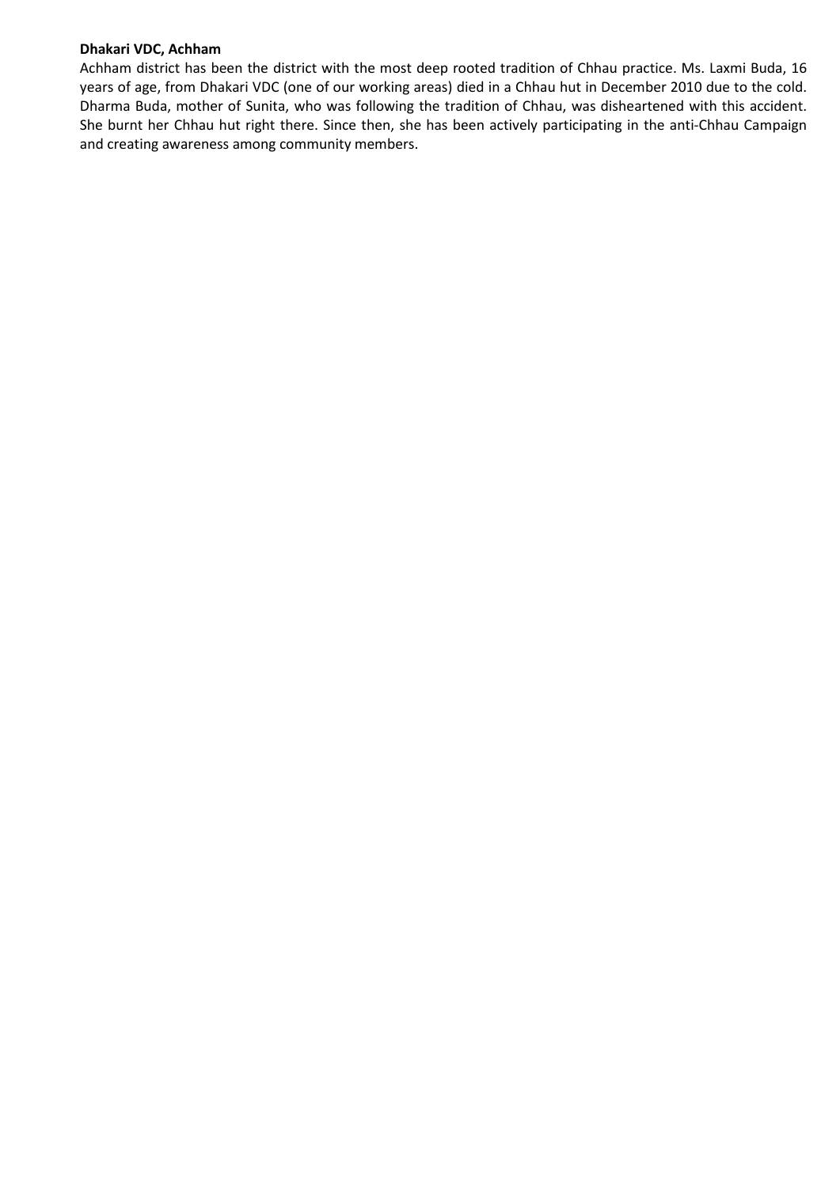**Dhakari VDC, Achham**

Achham district has been the district with the most deep rooted tradition of Chhau practice. Ms. Laxmi Buda, 16 years of age, from Dhakari VDC (one of our working areas) died in a Chhau hut in December 2010 due to the cold. Dharma Buda, mother of Sunita, who was following the tradition of Chhau, was disheartened with this accident. She burnt her Chhau hut right there. Since then, she has been actively participating in the anti-Chhau Campaign and creating awareness among community members.